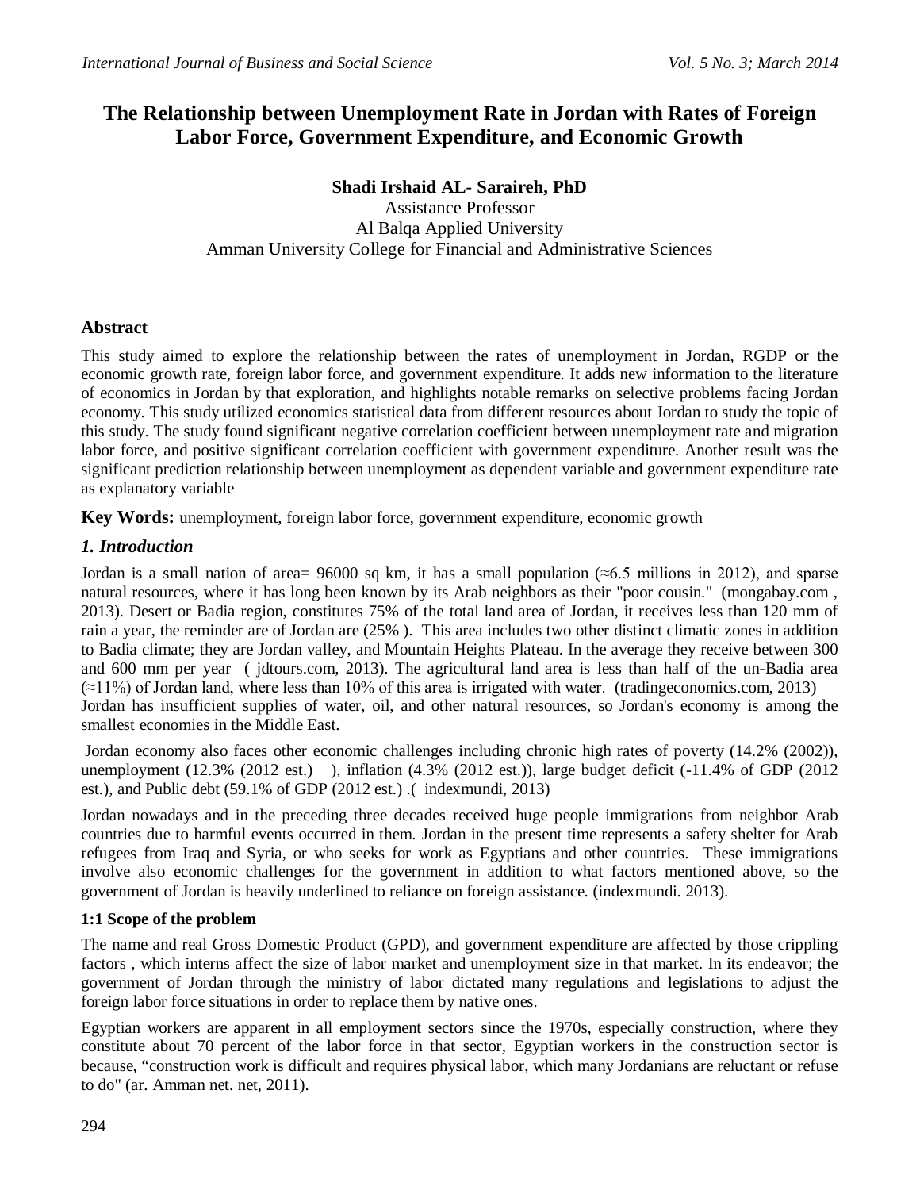# The Relationship between Unemployment Rate in Jordan with Rates of Foreign Labor Force, Government Expenditure, and Economic Growth

**Shadi Irshaid AL- Saraireh, PhD**
Assistance Professor
Al Balqa Applied University
Amman University College for Financial and Administrative Sciences

## Abstract

This study aimed to explore the relationship between the rates of unemployment in Jordan, RGDP or the economic growth rate, foreign labor force, and government expenditure. It adds new information to the literature of economics in Jordan by that exploration, and highlights notable remarks on selective problems facing Jordan economy. This study utilized economics statistical data from different resources about Jordan to study the topic of this study. The study found significant negative correlation coefficient between unemployment rate and migration labor force, and positive significant correlation coefficient with government expenditure. Another result was the significant prediction relationship between unemployment as dependent variable and government expenditure rate as explanatory variable

**Key Words:** unemployment, foreign labor force, government expenditure, economic growth

## *1. Introduction*

Jordan is a small nation of area= 96000 sq km, it has a small population (≈6.5 millions in 2012), and sparse natural resources, where it has long been known by its Arab neighbors as their "poor cousin." (mongabay.com , 2013). Desert or Badia region, constitutes 75% of the total land area of Jordan, it receives less than 120 mm of rain a year, the reminder are of Jordan are (25% ). This area includes two other distinct climatic zones in addition to Badia climate; they are Jordan valley, and Mountain Heights Plateau. In the average they receive between 300 and 600 mm per year ( jdtours.com, 2013). The agricultural land area is less than half of the un-Badia area (≈11%) of Jordan land, where less than 10% of this area is irrigated with water. (tradingeconomics.com, 2013)
Jordan has insufficient supplies of water, oil, and other natural resources, so Jordan's economy is among the smallest economies in the Middle East.

Jordan economy also faces other economic challenges including chronic high rates of poverty (14.2% (2002)), unemployment (12.3% (2012 est.) ), inflation (4.3% (2012 est.)), large budget deficit (-11.4% of GDP (2012 est.), and Public debt (59.1% of GDP (2012 est.) .( indexmundi, 2013)

Jordan nowadays and in the preceding three decades received huge people immigrations from neighbor Arab countries due to harmful events occurred in them. Jordan in the present time represents a safety shelter for Arab refugees from Iraq and Syria, or who seeks for work as Egyptians and other countries. These immigrations involve also economic challenges for the government in addition to what factors mentioned above, so the government of Jordan is heavily underlined to reliance on foreign assistance. (indexmundi. 2013).

### 1:1 Scope of the problem

The name and real Gross Domestic Product (GPD), and government expenditure are affected by those crippling factors , which interns affect the size of labor market and unemployment size in that market. In its endeavor; the government of Jordan through the ministry of labor dictated many regulations and legislations to adjust the foreign labor force situations in order to replace them by native ones.

Egyptian workers are apparent in all employment sectors since the 1970s, especially construction, where they constitute about 70 percent of the labor force in that sector, Egyptian workers in the construction sector is because, "construction work is difficult and requires physical labor, which many Jordanians are reluctant or refuse to do" (ar. Amman net. net, 2011).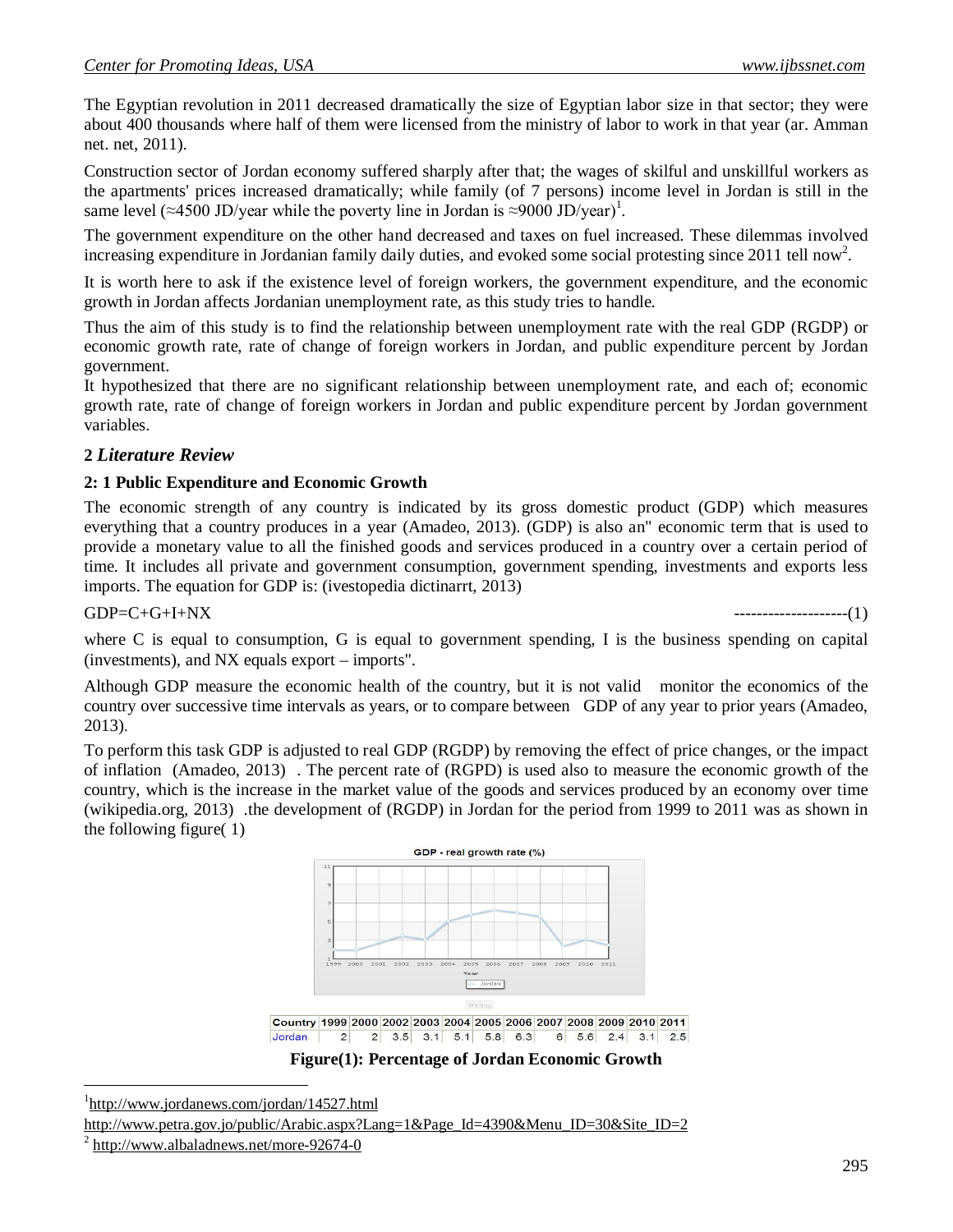The Egyptian revolution in 2011 decreased dramatically the size of Egyptian labor size in that sector; they were about 400 thousands where half of them were licensed from the ministry of labor to work in that year (ar. Amman net. net, 2011).

Construction sector of Jordan economy suffered sharply after that; the wages of skilful and unskillful workers as the apartments' prices increased dramatically; while family (of 7 persons) income level in Jordan is still in the same level (≈4500 JD/year while the poverty line in Jordan is ≈9000 JD/year)[1].

The government expenditure on the other hand decreased and taxes on fuel increased. These dilemmas involved increasing expenditure in Jordanian family daily duties, and evoked some social protesting since 2011 tell now[2].

It is worth here to ask if the existence level of foreign workers, the government expenditure, and the economic growth in Jordan affects Jordanian unemployment rate, as this study tries to handle.

Thus the aim of this study is to find the relationship between unemployment rate with the real GDP (RGDP) or economic growth rate, rate of change of foreign workers in Jordan, and public expenditure percent by Jordan government.

It hypothesized that there are no significant relationship between unemployment rate, and each of; economic growth rate, rate of change of foreign workers in Jordan and public expenditure percent by Jordan government variables.

## 2 *Literature Review*

### 2: 1 Public Expenditure and Economic Growth

The economic strength of any country is indicated by its gross domestic product (GDP) which measures everything that a country produces in a year (Amadeo, 2013). (GDP) is also an" economic term that is used to provide a monetary value to all the finished goods and services produced in a country over a certain period of time. It includes all private and government consumption, government spending, investments and exports less imports. The equation for GDP is: (ivestopedia dictinarrt, 2013)

$$GDP=C+G+I+NX \quad\quad (1)$$

where C is equal to consumption, G is equal to government spending, I is the business spending on capital (investments), and NX equals export – imports".

Although GDP measure the economic health of the country, but it is not valid monitor the economics of the country over successive time intervals as years, or to compare between GDP of any year to prior years (Amadeo, 2013).

To perform this task GDP is adjusted to real GDP (RGDP) by removing the effect of price changes, or the impact of inflation (Amadeo, 2013) . The percent rate of (RGPD) is used also to measure the economic growth of the country, which is the increase in the market value of the goods and services produced by an economy over time (wikipedia.org, 2013) .the development of (RGDP) in Jordan for the period from 1999 to 2011 was as shown in the following figure( 1)

GDP - real growth rate (%)

11
9
7
5
3
1

1999 2000 2001 2002 2003 2004 2005 2006 2007 2008 2009 2010 2011

Year

Jordan

| Country | 1999 | 2000 | 2002 | 2003 | 2004 | 2005 | 2006 | 2007 | 2008 | 2009 | 2010 | 2011 |
|---|---|---|---|---|---|---|---|---|---|---|---|---|
| Jordan | 2 | 2 | 3.5 | 3.1 | 5.1 | 5.8 | 6.3 | 6 | 5.6 | 2.4 | 3.1 | 2.5 |

**Figure(1): Percentage of Jordan Economic Growth**

---

[1] http://www.jordanews.com/jordan/14527.html

http://www.petra.gov.jo/public/Arabic.aspx?Lang=1&Page_Id=4390&Menu_ID=30&Site_ID=2

[2] http://www.albaladnews.net/more-92674-0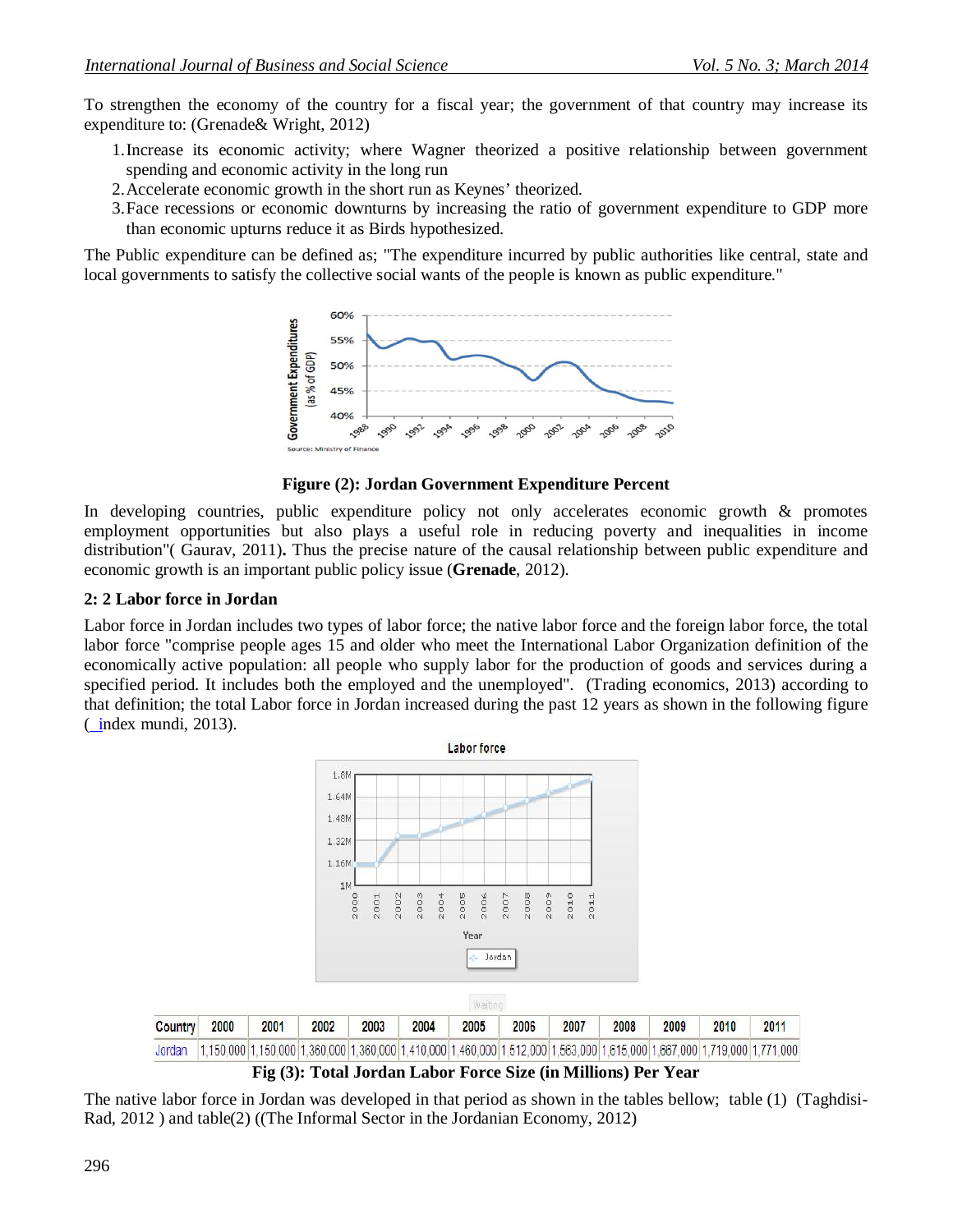To strengthen the economy of the country for a fiscal year; the government of that country may increase its expenditure to: (Grenade& Wright, 2012)

1. Increase its economic activity; where Wagner theorized a positive relationship between government spending and economic activity in the long run
2. Accelerate economic growth in the short run as Keynes' theorized.
3. Face recessions or economic downturns by increasing the ratio of government expenditure to GDP more than economic upturns reduce it as Birds hypothesized.

The Public expenditure can be defined as; "The expenditure incurred by public authorities like central, state and local governments to satisfy the collective social wants of the people is known as public expenditure."

Government Expenditures (as % of GDP)
60%
55%
50%
45%
40%
1988 1990 1992 1994 1996 1998 2000 2002 2004 2006 2008 2010
Source: Ministry of Finance

**Figure (2): Jordan Government Expenditure Percent**

In developing countries, public expenditure policy not only accelerates economic growth & promotes employment opportunities but also plays a useful role in reducing poverty and inequalities in income distribution"( Gaurav, 2011)**.** Thus the precise nature of the causal relationship between public expenditure and economic growth is an important public policy issue (**Grenade**, 2012).

## 2: 2 Labor force in Jordan

Labor force in Jordan includes two types of labor force; the native labor force and the foreign labor force, the total labor force "comprise people ages 15 and older who meet the International Labor Organization definition of the economically active population: all people who supply labor for the production of goods and services during a specified period. It includes both the employed and the unemployed". (Trading economics, 2013) according to that definition; the total Labor force in Jordan increased during the past 12 years as shown in the following figure ( index mundi, 2013).

Labor force
1.8M
1.64M
1.48M
1.32M
1.16M
1M
2000 2001 2002 2003 2004 2005 2006 2007 2008 2009 2010 2011
Year
Jordan

| Country | 2000 | 2001 | 2002 | 2003 | 2004 | 2005 | 2006 | 2007 | 2008 | 2009 | 2010 | 2011 |
|---|---|---|---|---|---|---|---|---|---|---|---|---|
| Jordan | 1,150,000 | 1,150,000 | 1,360,000 | 1,360,000 | 1,410,000 | 1,460,000 | 1,512,000 | 1,563,000 | 1,615,000 | 1,667,000 | 1,719,000 | 1,771,000 |

**Fig (3): Total Jordan Labor Force Size (in Millions) Per Year**

The native labor force in Jordan was developed in that period as shown in the tables bellow; table (1) (Taghdisi-Rad, 2012 ) and table(2) ((The Informal Sector in the Jordanian Economy, 2012)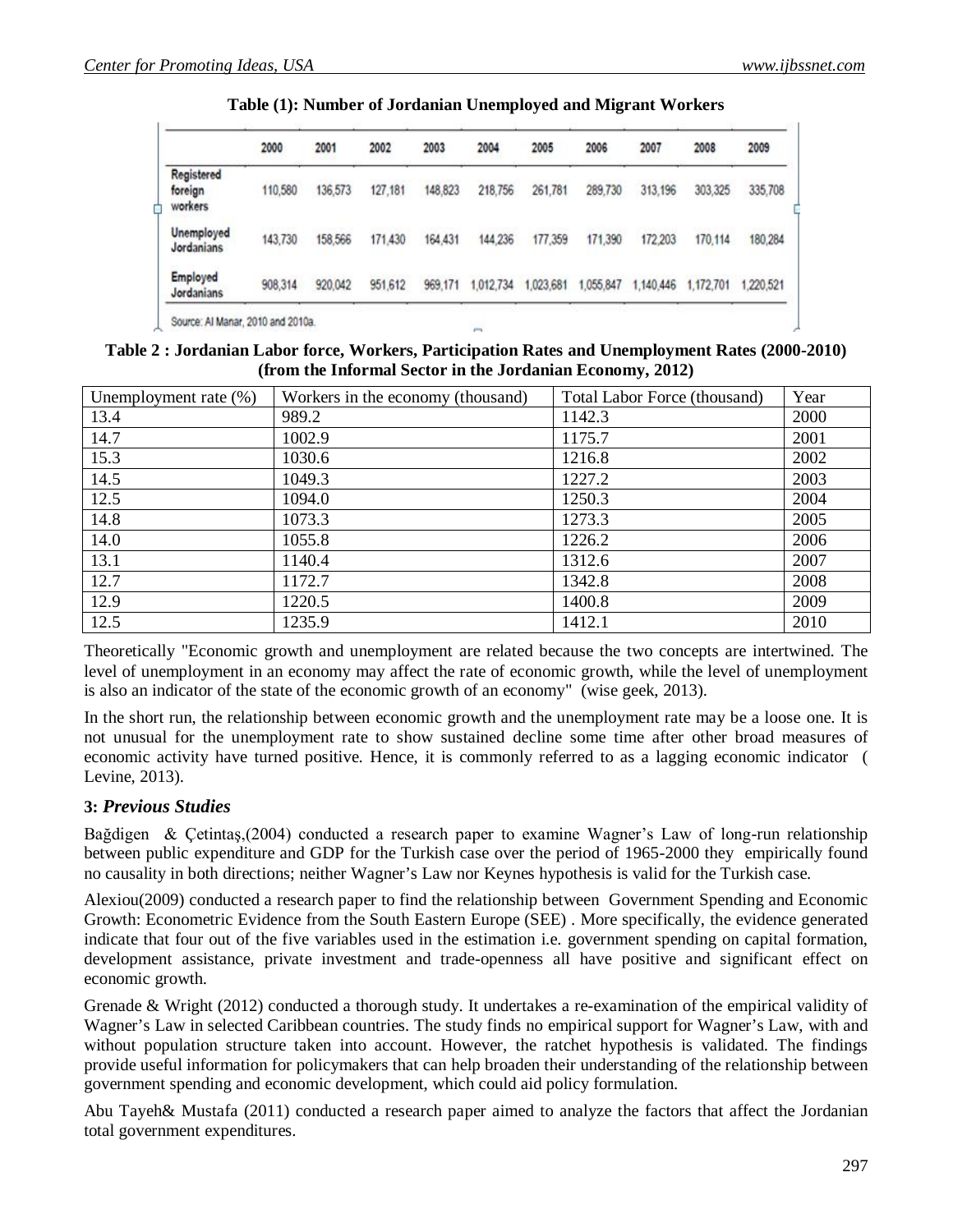**Table (1): Number of Jordanian Unemployed and Migrant Workers**

| | 2000 | 2001 | 2002 | 2003 | 2004 | 2005 | 2006 | 2007 | 2008 | 2009 |
|---|---|---|---|---|---|---|---|---|---|---|
| Registered foreign workers | 110,580 | 136,573 | 127,181 | 148,823 | 218,756 | 261,781 | 289,730 | 313,196 | 303,325 | 335,708 |
| Unemployed Jordanians | 143,730 | 158,566 | 171,430 | 164,431 | 144,236 | 177,359 | 171,390 | 172,203 | 170,114 | 180,284 |
| Employed Jordanians | 908,314 | 920,042 | 951,612 | 969,171 | 1,012,734 | 1,023,681 | 1,055,847 | 1,140,446 | 1,172,701 | 1,220,521 |

Source: Al Manar, 2010 and 2010a.

**Table 2 : Jordanian Labor force, Workers, Participation Rates and Unemployment Rates (2000-2010) (from the Informal Sector in the Jordanian Economy, 2012)**

| Unemployment rate (%) | Workers in the economy (thousand) | Total Labor Force (thousand) | Year |
|---|---|---|---|
| 13.4 | 989.2 | 1142.3 | 2000 |
| 14.7 | 1002.9 | 1175.7 | 2001 |
| 15.3 | 1030.6 | 1216.8 | 2002 |
| 14.5 | 1049.3 | 1227.2 | 2003 |
| 12.5 | 1094.0 | 1250.3 | 2004 |
| 14.8 | 1073.3 | 1273.3 | 2005 |
| 14.0 | 1055.8 | 1226.2 | 2006 |
| 13.1 | 1140.4 | 1312.6 | 2007 |
| 12.7 | 1172.7 | 1342.8 | 2008 |
| 12.9 | 1220.5 | 1400.8 | 2009 |
| 12.5 | 1235.9 | 1412.1 | 2010 |

Theoretically "Economic growth and unemployment are related because the two concepts are intertwined. The level of unemployment in an economy may affect the rate of economic growth, while the level of unemployment is also an indicator of the state of the economic growth of an economy" (wise geek, 2013).

In the short run, the relationship between economic growth and the unemployment rate may be a loose one. It is not unusual for the unemployment rate to show sustained decline some time after other broad measures of economic activity have turned positive. Hence, it is commonly referred to as a lagging economic indicator ( Levine, 2013).

### 3: *Previous Studies*

Bağdigen & Çetintaş,(2004) conducted a research paper to examine Wagner's Law of long-run relationship between public expenditure and GDP for the Turkish case over the period of 1965-2000 they empirically found no causality in both directions; neither Wagner's Law nor Keynes hypothesis is valid for the Turkish case.

Alexiou(2009) conducted a research paper to find the relationship between Government Spending and Economic Growth: Econometric Evidence from the South Eastern Europe (SEE) . More specifically, the evidence generated indicate that four out of the five variables used in the estimation i.e. government spending on capital formation, development assistance, private investment and trade-openness all have positive and significant effect on economic growth.

Grenade & Wright (2012) conducted a thorough study. It undertakes a re-examination of the empirical validity of Wagner's Law in selected Caribbean countries. The study finds no empirical support for Wagner's Law, with and without population structure taken into account. However, the ratchet hypothesis is validated. The findings provide useful information for policymakers that can help broaden their understanding of the relationship between government spending and economic development, which could aid policy formulation.

Abu Tayeh& Mustafa (2011) conducted a research paper aimed to analyze the factors that affect the Jordanian total government expenditures.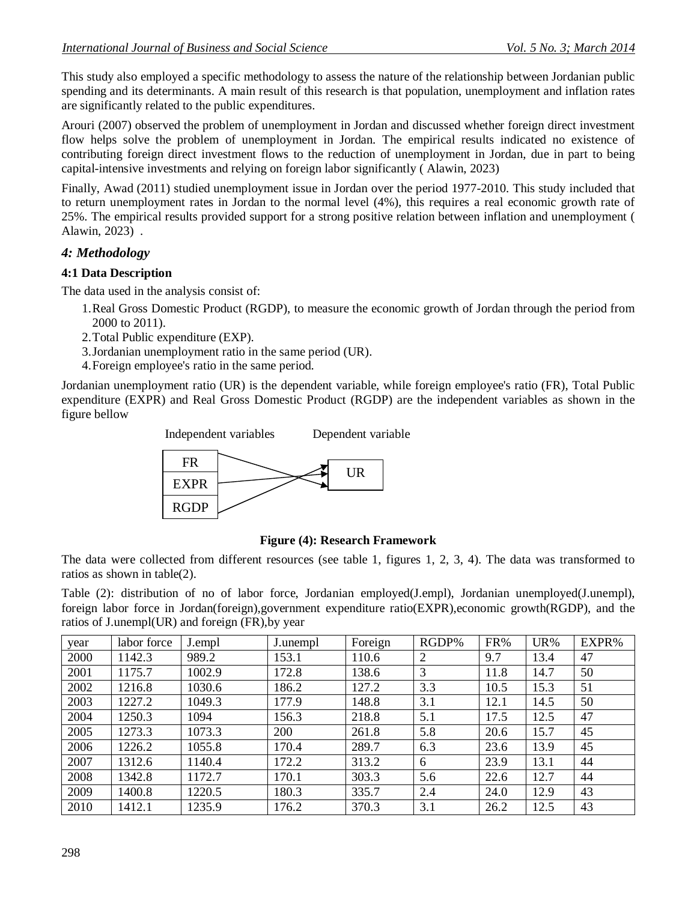This study also employed a specific methodology to assess the nature of the relationship between Jordanian public spending and its determinants. A main result of this research is that population, unemployment and inflation rates are significantly related to the public expenditures.

Arouri (2007) observed the problem of unemployment in Jordan and discussed whether foreign direct investment flow helps solve the problem of unemployment in Jordan. The empirical results indicated no existence of contributing foreign direct investment flows to the reduction of unemployment in Jordan, due in part to being capital-intensive investments and relying on foreign labor significantly ( Alawin, 2023)

Finally, Awad (2011) studied unemployment issue in Jordan over the period 1977-2010. This study included that to return unemployment rates in Jordan to the normal level (4%), this requires a real economic growth rate of 25%. The empirical results provided support for a strong positive relation between inflation and unemployment ( Alawin, 2023) .

## *4: Methodology*

### 4:1 Data Description

The data used in the analysis consist of:

1. Real Gross Domestic Product (RGDP), to measure the economic growth of Jordan through the period from 2000 to 2011).
2. Total Public expenditure (EXP).
3. Jordanian unemployment ratio in the same period (UR).
4. Foreign employee's ratio in the same period.

Jordanian unemployment ratio (UR) is the dependent variable, while foreign employee's ratio (FR), Total Public expenditure (EXPR) and Real Gross Domestic Product (RGDP) are the independent variables as shown in the figure bellow

Independent variables

Dependent variable

FR

EXPR

RGDP

UR

**Figure (4): Research Framework**

The data were collected from different resources (see table 1, figures 1, 2, 3, 4). The data was transformed to ratios as shown in table(2).

Table (2): distribution of no of labor force, Jordanian employed(J.empl), Jordanian unemployed(J.unempl), foreign labor force in Jordan(foreign),government expenditure ratio(EXPR),economic growth(RGDP), and the ratios of J.unempl(UR) and foreign (FR),by year

| year | labor force | J.empl | J.unempl | Foreign | RGDP% | FR% | UR% | EXPR% |
|---|---|---|---|---|---|---|---|---|
| 2000 | 1142.3 | 989.2 | 153.1 | 110.6 | 2 | 9.7 | 13.4 | 47 |
| 2001 | 1175.7 | 1002.9 | 172.8 | 138.6 | 3 | 11.8 | 14.7 | 50 |
| 2002 | 1216.8 | 1030.6 | 186.2 | 127.2 | 3.3 | 10.5 | 15.3 | 51 |
| 2003 | 1227.2 | 1049.3 | 177.9 | 148.8 | 3.1 | 12.1 | 14.5 | 50 |
| 2004 | 1250.3 | 1094 | 156.3 | 218.8 | 5.1 | 17.5 | 12.5 | 47 |
| 2005 | 1273.3 | 1073.3 | 200 | 261.8 | 5.8 | 20.6 | 15.7 | 45 |
| 2006 | 1226.2 | 1055.8 | 170.4 | 289.7 | 6.3 | 23.6 | 13.9 | 45 |
| 2007 | 1312.6 | 1140.4 | 172.2 | 313.2 | 6 | 23.9 | 13.1 | 44 |
| 2008 | 1342.8 | 1172.7 | 170.1 | 303.3 | 5.6 | 22.6 | 12.7 | 44 |
| 2009 | 1400.8 | 1220.5 | 180.3 | 335.7 | 2.4 | 24.0 | 12.9 | 43 |
| 2010 | 1412.1 | 1235.9 | 176.2 | 370.3 | 3.1 | 26.2 | 12.5 | 43 |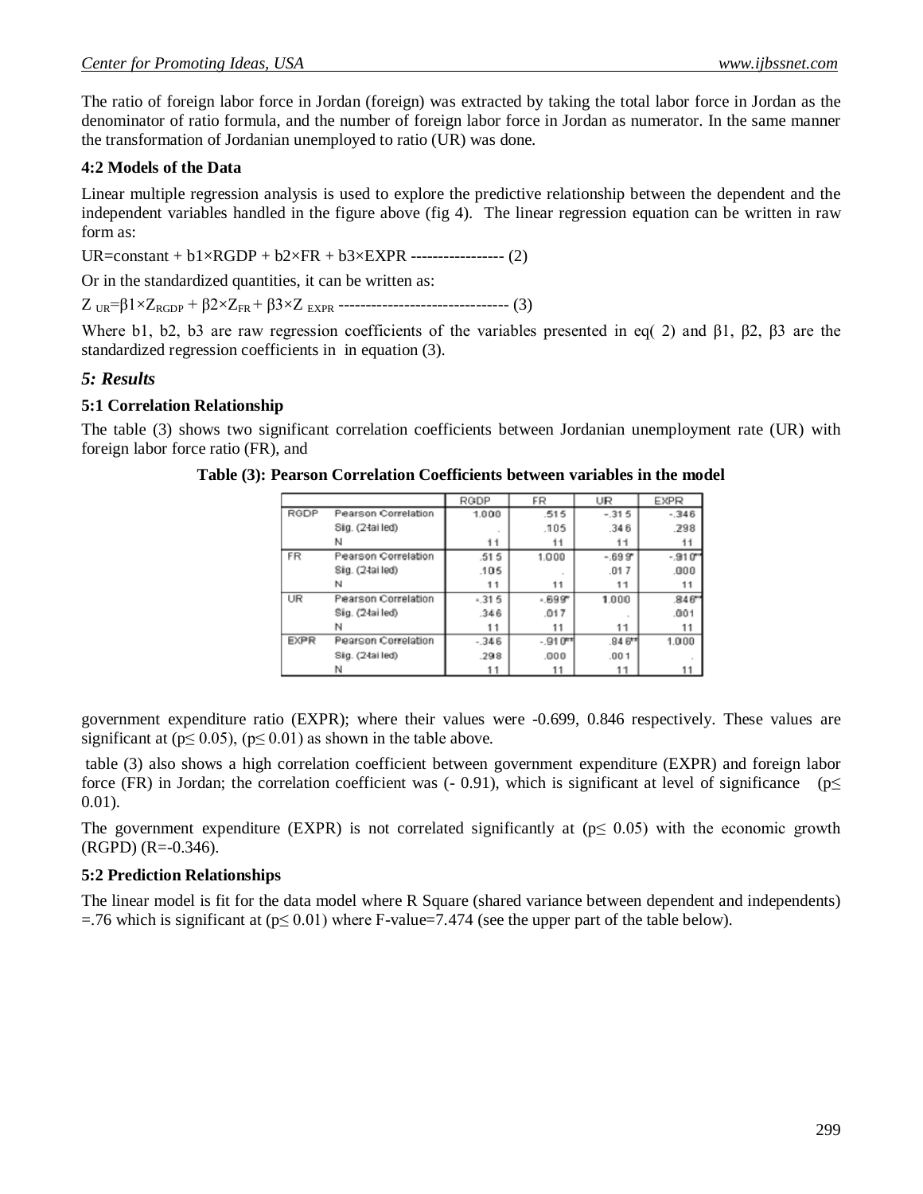The ratio of foreign labor force in Jordan (foreign) was extracted by taking the total labor force in Jordan as the denominator of ratio formula, and the number of foreign labor force in Jordan as numerator. In the same manner the transformation of Jordanian unemployed to ratio (UR) was done.

### 4:2 Models of the Data

Linear multiple regression analysis is used to explore the predictive relationship between the dependent and the independent variables handled in the figure above (fig 4). The linear regression equation can be written in raw form as:

$UR = constant + b1 \times RGDP + b2 \times FR + b3 \times EXPR$ ----------------- (2)

Or in the standardized quantities, it can be written as:

$Z_{UR} = \beta1 \times Z_{RGDP} + \beta2 \times Z_{FR} + \beta3 \times Z_{EXPR}$ -------------------------------- (3)

Where b1, b2, b3 are raw regression coefficients of the variables presented in eq( 2) and β1, β2, β3 are the standardized regression coefficients in in equation (3).

## *5: Results*

### 5:1 Correlation Relationship

The table (3) shows two significant correlation coefficients between Jordanian unemployment rate (UR) with foreign labor force ratio (FR), and

**Table (3): Pearson Correlation Coefficients between variables in the model**

| | | RGDP | FR | UR | EXPR |
|---|---|---|---|---|---|
| RGDP | Pearson Correlation | 1.000 | .515 | -.315 | -.346 |
| | Sig. (2-tailed) | . | .105 | .346 | .298 |
| | N | 11 | 11 | 11 | 11 |
| FR | Pearson Correlation | .515 | 1.000 | -.699* | -.910** |
| | Sig. (2-tailed) | .105 | . | .017 | .000 |
| | N | 11 | 11 | 11 | 11 |
| UR | Pearson Correlation | -.315 | -.699* | 1.000 | .846** |
| | Sig. (2-tailed) | .346 | .017 | . | .001 |
| | N | 11 | 11 | 11 | 11 |
| EXPR | Pearson Correlation | -.346 | -.910** | .846** | 1.000 |
| | Sig. (2-tailed) | .298 | .000 | .001 | . |
| | N | 11 | 11 | 11 | 11 |

government expenditure ratio (EXPR); where their values were -0.699, 0.846 respectively. These values are significant at ($p \leq 0.05$), ($p \leq 0.01$) as shown in the table above.

table (3) also shows a high correlation coefficient between government expenditure (EXPR) and foreign labor force (FR) in Jordan; the correlation coefficient was (- 0.91), which is significant at level of significance ($p \leq 0.01$).

The government expenditure (EXPR) is not correlated significantly at ($p \leq 0.05$) with the economic growth (RGPD) (R=-0.346).

### 5:2 Prediction Relationships

The linear model is fit for the data model where R Square (shared variance between dependent and independents) =.76 which is significant at ($p \leq 0.01$) where F-value=7.474 (see the upper part of the table below).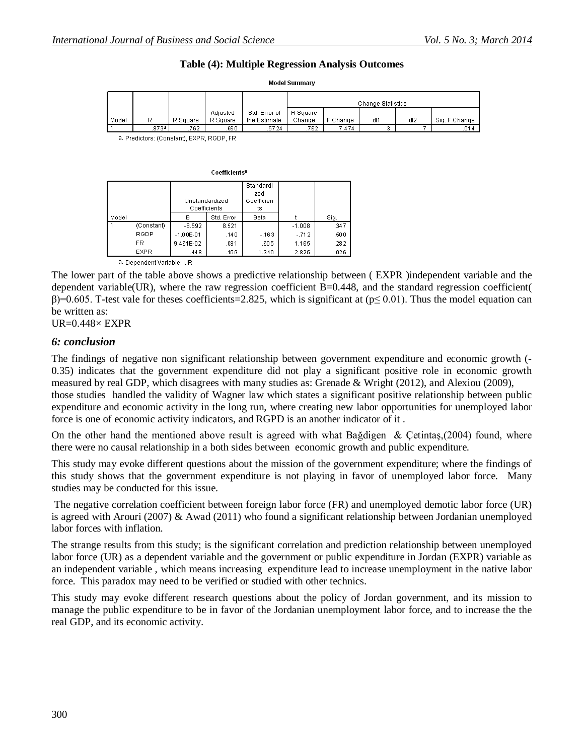**Table (4): Multiple Regression Analysis Outcomes**

**Model Summary**

| | | | | | Change Statistics | | | | |
|---|---|---|---|---|---|---|---|---|---|
| Model | R | R Square | Adjusted R Square | Std. Error of the Estimate | R Square Change | F Change | df1 | df2 | Sig. F Change |
| 1 | .873a | .762 | .660 | .5724 | .762 | 7.474 | 3 | 7 | .014 |

a. Predictors: (Constant), EXPR, RGDP, FR

**Coefficients**a

| | | Unstandardized Coefficients | | Standardized Coefficients | | |
|---|---|---|---|---|---|---|
| Model | | B | Std. Error | Beta | t | Sig. |
| 1 | (Constant) | -8.592 | 8.521 | | -1.008 | .347 |
| | RGDP | -1.00E-01 | .140 | -.163 | -.712 | .500 |
| | FR | 9.461E-02 | .081 | .605 | 1.165 | .282 |
| | EXPR | .448 | .159 | 1.340 | 2.825 | .026 |

a. Dependent Variable: UR

The lower part of the table above shows a predictive relationship between ( EXPR )independent variable and the dependent variable(UR), where the raw regression coefficient B=0.448, and the standard regression coefficient( $\beta$)=0.605. T-test vale for theses coefficients=2.825, which is significant at ($p \leq 0.01$). Thus the model equation can be written as:

UR=0.448× EXPR

### *6: conclusion*

The findings of negative non significant relationship between government expenditure and economic growth (-0.35) indicates that the government expenditure did not play a significant positive role in economic growth measured by real GDP, which disagrees with many studies as: Grenade & Wright (2012), and Alexiou (2009), those studies handled the validity of Wagner law which states a significant positive relationship between public expenditure and economic activity in the long run, where creating new labor opportunities for unemployed labor force is one of economic activity indicators, and RGPD is an another indicator of it .

On the other hand the mentioned above result is agreed with what Bağdigen & Çetintaş,(2004) found, where there were no causal relationship in a both sides between economic growth and public expenditure.

This study may evoke different questions about the mission of the government expenditure; where the findings of this study shows that the government expenditure is not playing in favor of unemployed labor force. Many studies may be conducted for this issue.

The negative correlation coefficient between foreign labor force (FR) and unemployed demotic labor force (UR) is agreed with Arouri (2007) & Awad (2011) who found a significant relationship between Jordanian unemployed labor forces with inflation.

The strange results from this study; is the significant correlation and prediction relationship between unemployed labor force (UR) as a dependent variable and the government or public expenditure in Jordan (EXPR) variable as an independent variable , which means increasing expenditure lead to increase unemployment in the native labor force. This paradox may need to be verified or studied with other technics.

This study may evoke different research questions about the policy of Jordan government, and its mission to manage the public expenditure to be in favor of the Jordanian unemployment labor force, and to increase the the real GDP, and its economic activity.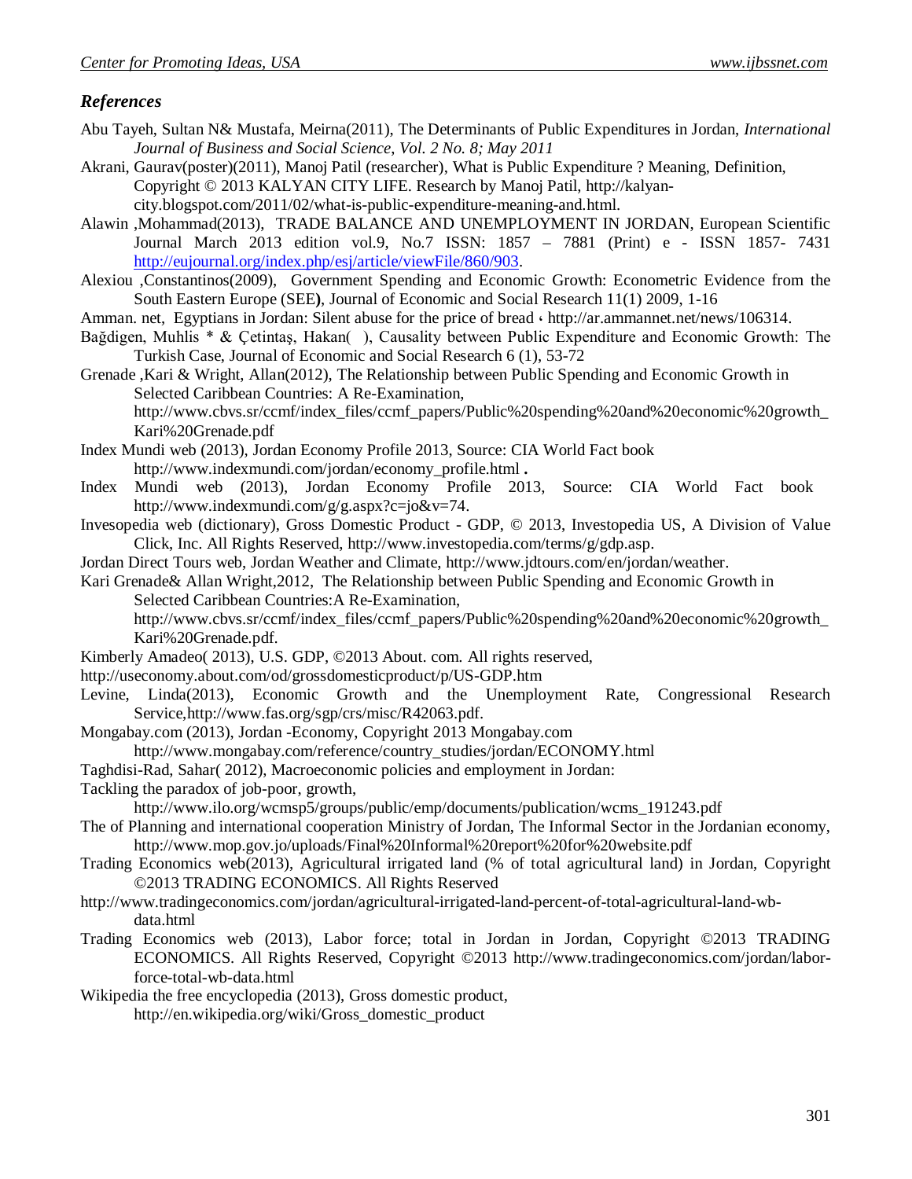### *References*

Abu Tayeh, Sultan N& Mustafa, Meirna(2011), The Determinants of Public Expenditures in Jordan, *International Journal of Business and Social Science, Vol. 2 No. 8; May 2011*

Akrani, Gaurav(poster)(2011), Manoj Patil (researcher), What is Public Expenditure ? Meaning, Definition, Copyright © 2013 KALYAN CITY LIFE. Research by Manoj Patil, http://kalyan-city.blogspot.com/2011/02/what-is-public-expenditure-meaning-and.html.

Alawin ,Mohammad(2013), TRADE BALANCE AND UNEMPLOYMENT IN JORDAN, European Scientific Journal March 2013 edition vol.9, No.7 ISSN: 1857 – 7881 (Print) e - ISSN 1857- 7431 http://eujournal.org/index.php/esj/article/viewFile/860/903.

Alexiou ,Constantinos(2009), Government Spending and Economic Growth: Econometric Evidence from the South Eastern Europe (SEE**)**, Journal of Economic and Social Research 11(1) 2009, 1-16

Amman. net, Egyptians in Jordan: Silent abuse for the price of bread ، http://ar.ammannet.net/news/106314.

Bağdigen, Muhlis * & Çetintaş, Hakan( ), Causality between Public Expenditure and Economic Growth: The Turkish Case, Journal of Economic and Social Research 6 (1), 53-72

Grenade ,Kari & Wright, Allan(2012), The Relationship between Public Spending and Economic Growth in Selected Caribbean Countries: A Re-Examination, http://www.cbvs.sr/ccmf/index_files/ccmf_papers/Public%20spending%20and%20economic%20growth_Kari%20Grenade.pdf

Index Mundi web (2013), Jordan Economy Profile 2013, Source: CIA World Fact book http://www.indexmundi.com/jordan/economy_profile.html **.**

Index Mundi web (2013), Jordan Economy Profile 2013, Source: CIA World Fact book http://www.indexmundi.com/g/g.aspx?c=jo&v=74.

Invesopedia web (dictionary), Gross Domestic Product - GDP, © 2013, Investopedia US, A Division of Value Click, Inc. All Rights Reserved, http://www.investopedia.com/terms/g/gdp.asp.

Jordan Direct Tours web, Jordan Weather and Climate, http://www.jdtours.com/en/jordan/weather.

Kari Grenade& Allan Wright,2012, The Relationship between Public Spending and Economic Growth in Selected Caribbean Countries:A Re-Examination, http://www.cbvs.sr/ccmf/index_files/ccmf_papers/Public%20spending%20and%20economic%20growth_Kari%20Grenade.pdf.

Kimberly Amadeo( 2013), U.S. GDP, ©2013 About. com. All rights reserved,

http://useconomy.about.com/od/grossdomesticproduct/p/US-GDP.htm

Levine, Linda(2013), Economic Growth and the Unemployment Rate, Congressional Research Service,http://www.fas.org/sgp/crs/misc/R42063.pdf.

Mongabay.com (2013), Jordan -Economy, Copyright 2013 Mongabay.com http://www.mongabay.com/reference/country_studies/jordan/ECONOMY.html

Taghdisi-Rad, Sahar( 2012), Macroeconomic policies and employment in Jordan:

Tackling the paradox of job-poor, growth, http://www.ilo.org/wcmsp5/groups/public/emp/documents/publication/wcms_191243.pdf

The of Planning and international cooperation Ministry of Jordan, The Informal Sector in the Jordanian economy, http://www.mop.gov.jo/uploads/Final%20Informal%20report%20for%20website.pdf

Trading Economics web(2013), Agricultural irrigated land (% of total agricultural land) in Jordan, Copyright ©2013 TRADING ECONOMICS. All Rights Reserved

http://www.tradingeconomics.com/jordan/agricultural-irrigated-land-percent-of-total-agricultural-land-wb-data.html

Trading Economics web (2013), Labor force; total in Jordan in Jordan, Copyright ©2013 TRADING ECONOMICS. All Rights Reserved, Copyright ©2013 http://www.tradingeconomics.com/jordan/labor-force-total-wb-data.html

Wikipedia the free encyclopedia (2013), Gross domestic product, http://en.wikipedia.org/wiki/Gross_domestic_product